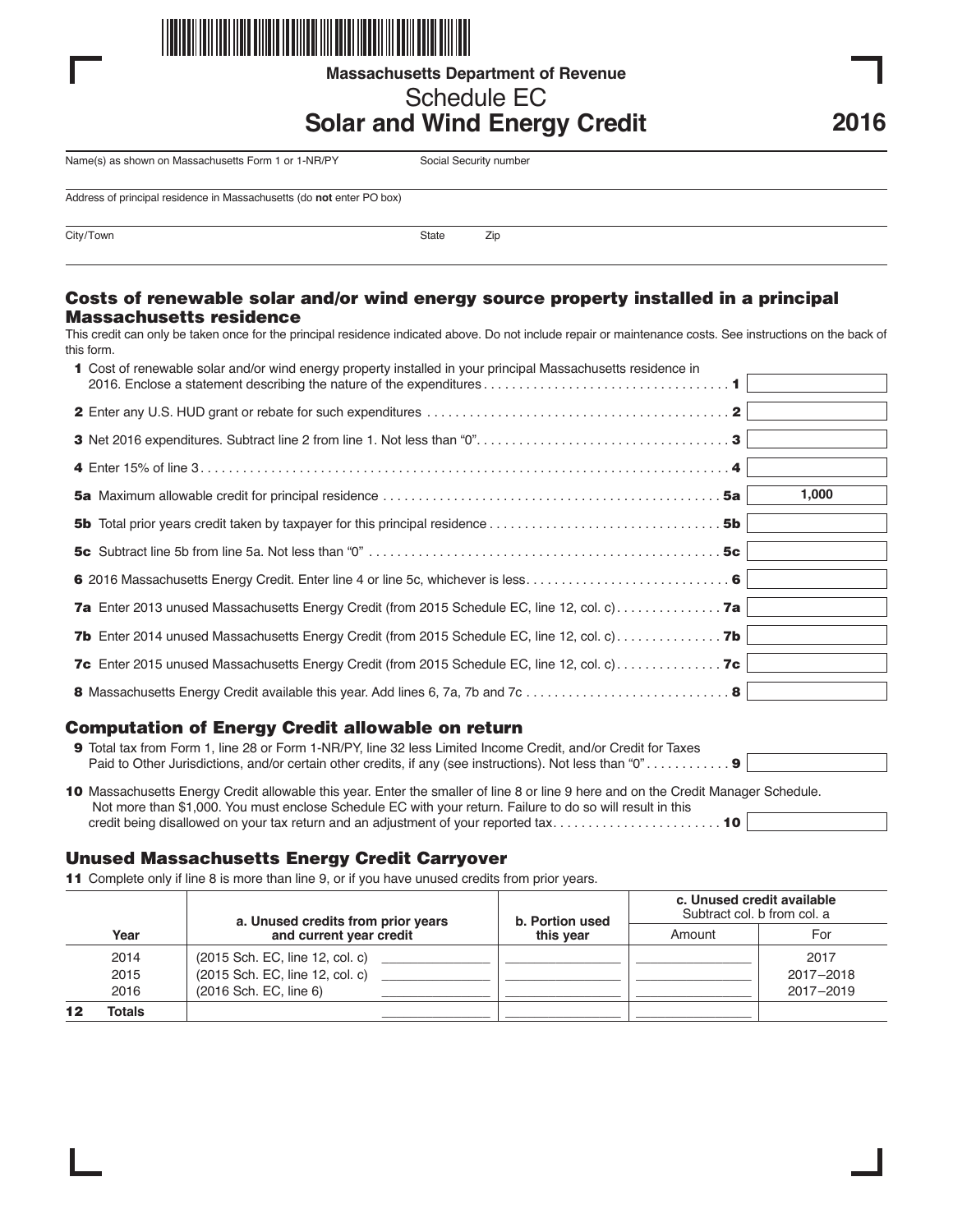Massachusetts Department of Revenue

# Schedule EC
# Solar and Wind Energy Credit

**2016**

Name(s) as shown on Massachusetts Form 1 or 1-NR/PY | Social Security number

Address of principal residence in Massachusetts (do **not** enter PO box)

City/Town | State | Zip

## Costs of renewable solar and/or wind energy source property installed in a principal Massachusetts residence

This credit can only be taken once for the principal residence indicated above. Do not include repair or maintenance costs. See instructions on the back of this form.

| | | |
|---|---|---|
| **1** | Cost of renewable solar and/or wind energy property installed in your principal Massachusetts residence in 2016. Enclose a statement describing the nature of the expenditures . . . . . . . . **1** | |
| **2** | Enter any U.S. HUD grant or rebate for such expenditures . . . . . . . . **2** | |
| **3** | Net 2016 expenditures. Subtract line 2 from line 1. Not less than "0". . . . . . . . **3** | |
| **4** | Enter 15% of line 3. . . . . . . . **4** | |
| **5a** | Maximum allowable credit for principal residence . . . . . . . . **5a** | 1,000 |
| **5b** | Total prior years credit taken by taxpayer for this principal residence . . . . . . . . **5b** | |
| **5c** | Subtract line 5b from line 5a. Not less than "0" . . . . . . . . **5c** | |
| **6** | 2016 Massachusetts Energy Credit. Enter line 4 or line 5c, whichever is less. . . . . . . . **6** | |
| **7a** | Enter 2013 unused Massachusetts Energy Credit (from 2015 Schedule EC, line 12, col. c). . . . . . . . **7a** | |
| **7b** | Enter 2014 unused Massachusetts Energy Credit (from 2015 Schedule EC, line 12, col. c). . . . . . . . **7b** | |
| **7c** | Enter 2015 unused Massachusetts Energy Credit (from 2015 Schedule EC, line 12, col. c). . . . . . . . **7c** | |
| **8** | Massachusetts Energy Credit available this year. Add lines 6, 7a, 7b and 7c . . . . . . . . **8** | |

## Computation of Energy Credit allowable on return

| | | |
|---|---|---|
| **9** | Total tax from Form 1, line 28 or Form 1-NR/PY, line 32 less Limited Income Credit, and/or Credit for Taxes Paid to Other Jurisdictions, and/or certain other credits, if any (see instructions). Not less than "0" . . . . . . . . **9** | |
| **10** | Massachusetts Energy Credit allowable this year. Enter the smaller of line 8 or line 9 here and on the Credit Manager Schedule. Not more than $1,000. You must enclose Schedule EC with your return. Failure to do so will result in this credit being disallowed on your tax return and an adjustment of your reported tax. . . . . . . . **10** | |

## Unused Massachusetts Energy Credit Carryover

**11** Complete only if line 8 is more than line 9, or if you have unused credits from prior years.

| Year | a. Unused credits from prior years and current year credit | | b. Portion used this year | c. Unused credit available (Subtract col. b from col. a) Amount | For |
|---|---|---|---|---|---|
| 2014 | (2015 Sch. EC, line 12, col. c) | | | | 2017 |
| 2015 | (2015 Sch. EC, line 12, col. c) | | | | 2017–2018 |
| 2016 | (2016 Sch. EC, line 6) | | | | 2017–2019 |
| **12 Totals** | | | | | |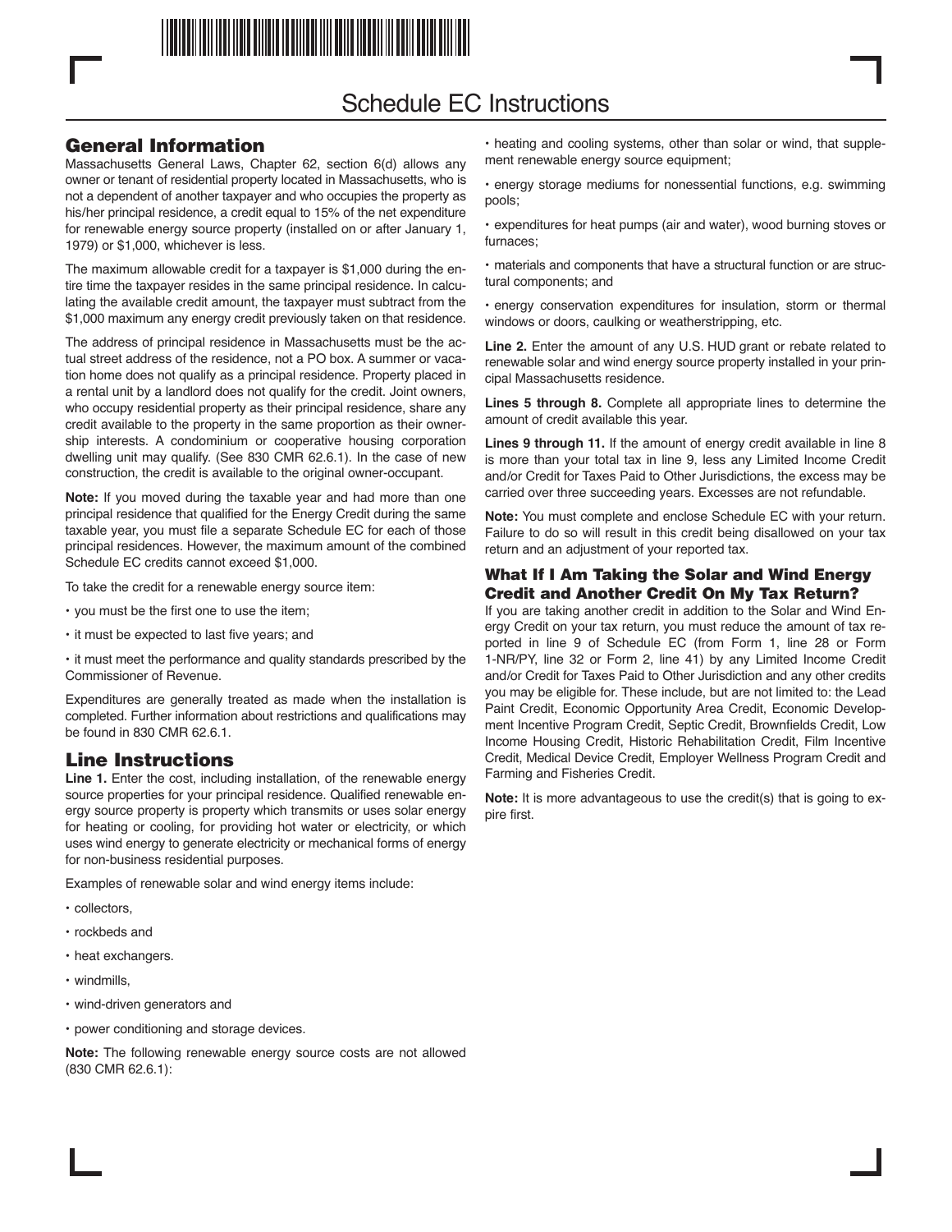# Schedule EC Instructions

## General Information

Massachusetts General Laws, Chapter 62, section 6(d) allows any owner or tenant of residential property located in Massachusetts, who is not a dependent of another taxpayer and who occupies the property as his/her principal residence, a credit equal to 15% of the net expenditure for renewable energy source property (installed on or after January 1, 1979) or $1,000, whichever is less.

The maximum allowable credit for a taxpayer is $1,000 during the entire time the taxpayer resides in the same principal residence. In calculating the available credit amount, the taxpayer must subtract from the $1,000 maximum any energy credit previously taken on that residence.

The address of principal residence in Massachusetts must be the actual street address of the residence, not a PO box. A summer or vacation home does not qualify as a principal residence. Property placed in a rental unit by a landlord does not qualify for the credit. Joint owners, who occupy residential property as their principal residence, share any credit available to the property in the same proportion as their ownership interests. A condominium or cooperative housing corporation dwelling unit may qualify. (See 830 CMR 62.6.1). In the case of new construction, the credit is available to the original owner-occupant.

**Note:** If you moved during the taxable year and had more than one principal residence that qualified for the Energy Credit during the same taxable year, you must file a separate Schedule EC for each of those principal residences. However, the maximum amount of the combined Schedule EC credits cannot exceed $1,000.

To take the credit for a renewable energy source item:

- you must be the first one to use the item;
- it must be expected to last five years; and
- it must meet the performance and quality standards prescribed by the Commissioner of Revenue.

Expenditures are generally treated as made when the installation is completed. Further information about restrictions and qualifications may be found in 830 CMR 62.6.1.

## Line Instructions

**Line 1.** Enter the cost, including installation, of the renewable energy source properties for your principal residence. Qualified renewable energy source property is property which transmits or uses solar energy for heating or cooling, for providing hot water or electricity, or which uses wind energy to generate electricity or mechanical forms of energy for non-business residential purposes.

Examples of renewable solar and wind energy items include:

- collectors,
- rockbeds and
- heat exchangers.
- windmills,
- wind-driven generators and
- power conditioning and storage devices.

**Note:** The following renewable energy source costs are not allowed (830 CMR 62.6.1):

- heating and cooling systems, other than solar or wind, that supplement renewable energy source equipment;
- energy storage mediums for nonessential functions, e.g. swimming pools;
- expenditures for heat pumps (air and water), wood burning stoves or furnaces;
- materials and components that have a structural function or are structural components; and
- energy conservation expenditures for insulation, storm or thermal windows or doors, caulking or weatherstripping, etc.

**Line 2.** Enter the amount of any U.S. HUD grant or rebate related to renewable solar and wind energy source property installed in your principal Massachusetts residence.

**Lines 5 through 8.** Complete all appropriate lines to determine the amount of credit available this year.

**Lines 9 through 11.** If the amount of energy credit available in line 8 is more than your total tax in line 9, less any Limited Income Credit and/or Credit for Taxes Paid to Other Jurisdictions, the excess may be carried over three succeeding years. Excesses are not refundable.

**Note:** You must complete and enclose Schedule EC with your return. Failure to do so will result in this credit being disallowed on your tax return and an adjustment of your reported tax.

### What If I Am Taking the Solar and Wind Energy Credit and Another Credit On My Tax Return?

If you are taking another credit in addition to the Solar and Wind Energy Credit on your tax return, you must reduce the amount of tax reported in line 9 of Schedule EC (from Form 1, line 28 or Form 1-NR/PY, line 32 or Form 2, line 41) by any Limited Income Credit and/or Credit for Taxes Paid to Other Jurisdiction and any other credits you may be eligible for. These include, but are not limited to: the Lead Paint Credit, Economic Opportunity Area Credit, Economic Development Incentive Program Credit, Septic Credit, Brownfields Credit, Low Income Housing Credit, Historic Rehabilitation Credit, Film Incentive Credit, Medical Device Credit, Employer Wellness Program Credit and Farming and Fisheries Credit.

**Note:** It is more advantageous to use the credit(s) that is going to expire first.